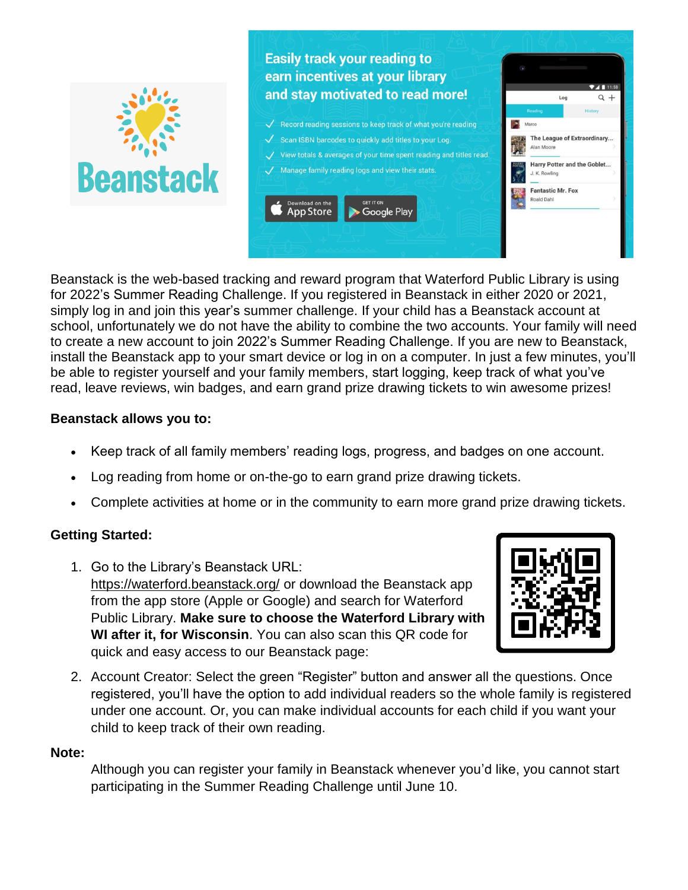Beanstack is the web-based tracking and reward program that Waterford Public Library is using for 2022's Summer Reading Challenge. If you registered in Beanstack in either 2020 or 2021, simply log in and join this year's summer challenge. If your child has a Beanstack account at school, unfortunately we do not have the ability to combine the two accounts. Your family will need to create a new account to join 2022's Summer Reading Challenge. If you are new to Beanstack, install the Beanstack app to your smart device or log in on a computer. In just a few minutes, you'll be able to register yourself and your family members, start logging, keep track of what you've read, leave reviews, win badges, and earn grand prize drawing tickets to win awesome prizes!

**Beanstack allows you to:**

- Keep track of all family members' reading logs, progress, and badges on one account.
- Log reading from home or on-the-go to earn grand prize drawing tickets.
- Complete activities at home or in the community to earn more grand prize drawing tickets.

**Getting Started:**

1. Go to the Library's Beanstack URL: https://waterford.beanstack.org/ or download the Beanstack app from the app store (Apple or Google) and search for Waterford Public Library. **Make sure to choose the Waterford Library with WI after it, for Wisconsin**. You can also scan this QR code for quick and easy access to our Beanstack page:
2. Account Creator: Select the green "Register" button and answer all the questions. Once registered, you'll have the option to add individual readers so the whole family is registered under one account. Or, you can make individual accounts for each child if you want your child to keep track of their own reading.

**Note:**

Although you can register your family in Beanstack whenever you'd like, you cannot start participating in the Summer Reading Challenge until June 10.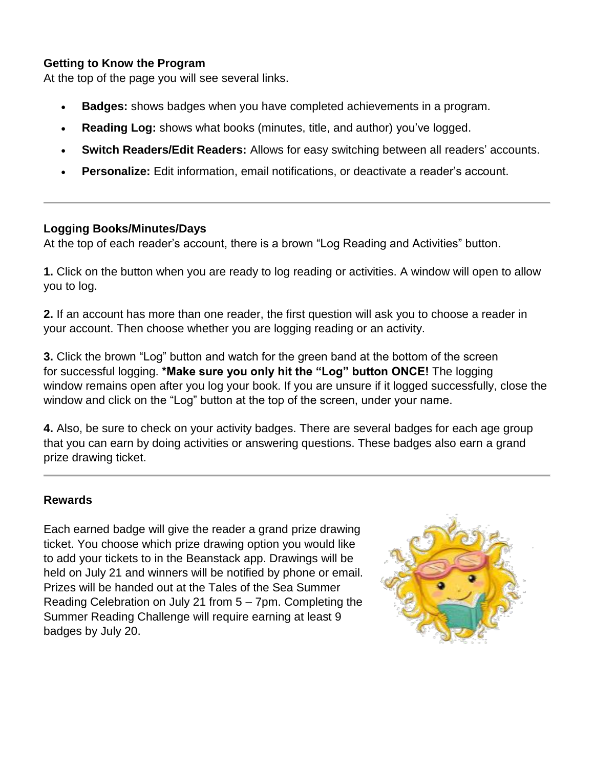**Getting to Know the Program**

At the top of the page you will see several links.

- **Badges:** shows badges when you have completed achievements in a program.
- **Reading Log:** shows what books (minutes, title, and author) you've logged.
- **Switch Readers/Edit Readers:** Allows for easy switching between all readers' accounts.
- **Personalize:** Edit information, email notifications, or deactivate a reader's account.

---

**Logging Books/Minutes/Days**

At the top of each reader's account, there is a brown "Log Reading and Activities" button.

**1.** Click on the button when you are ready to log reading or activities. A window will open to allow you to log.

**2.** If an account has more than one reader, the first question will ask you to choose a reader in your account. Then choose whether you are logging reading or an activity.

**3.** Click the brown "Log" button and watch for the green band at the bottom of the screen for successful logging. ***Make sure you only hit the "Log" button ONCE!** The logging window remains open after you log your book. If you are unsure if it logged successfully, close the window and click on the "Log" button at the top of the screen, under your name.

**4.** Also, be sure to check on your activity badges. There are several badges for each age group that you can earn by doing activities or answering questions. These badges also earn a grand prize drawing ticket.

---

**Rewards**

Each earned badge will give the reader a grand prize drawing ticket. You choose which prize drawing option you would like to add your tickets to in the Beanstack app. Drawings will be held on July 21 and winners will be notified by phone or email. Prizes will be handed out at the Tales of the Sea Summer Reading Celebration on July 21 from 5 – 7pm. Completing the Summer Reading Challenge will require earning at least 9 badges by July 20.